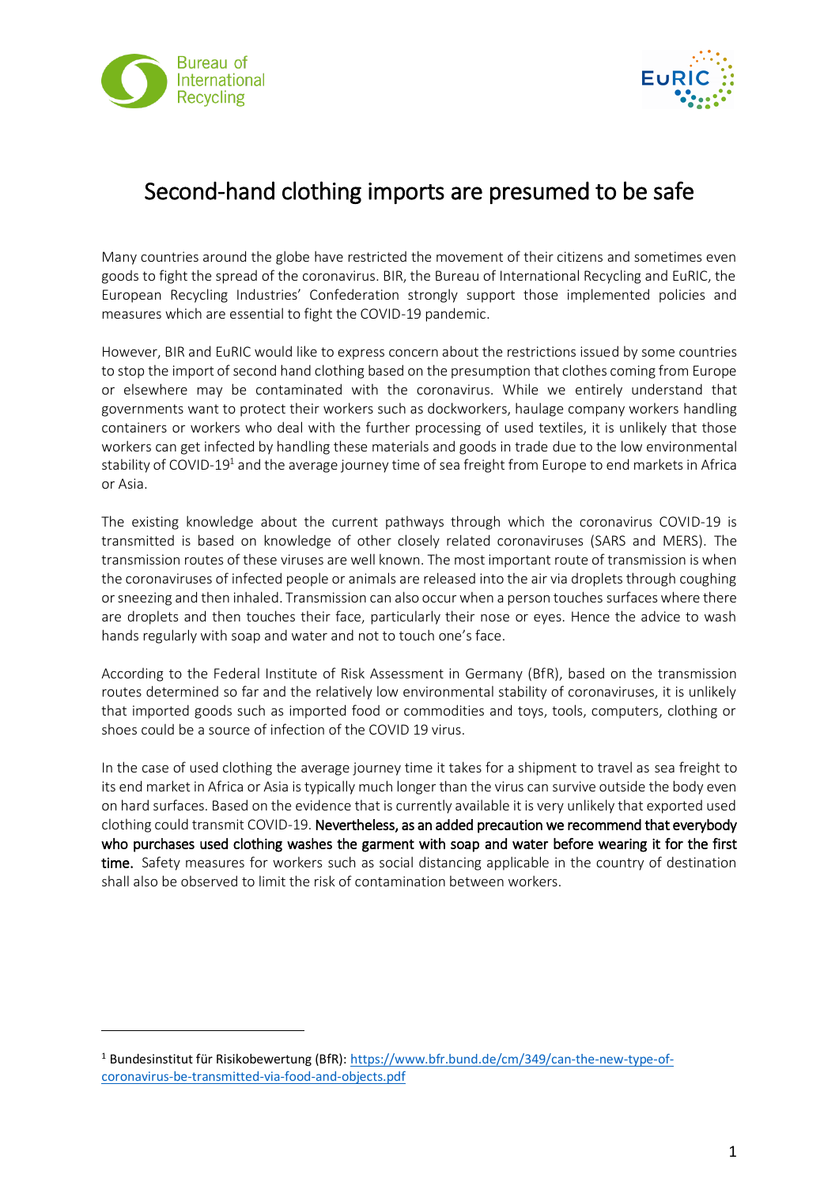# Second-hand clothing imports are presumed to be safe

Many countries around the globe have restricted the movement of their citizens and sometimes even goods to fight the spread of the coronavirus. BIR, the Bureau of International Recycling and EuRIC, the European Recycling Industries' Confederation strongly support those implemented policies and measures which are essential to fight the COVID-19 pandemic.

However, BIR and EuRIC would like to express concern about the restrictions issued by some countries to stop the import of second hand clothing based on the presumption that clothes coming from Europe or elsewhere may be contaminated with the coronavirus. While we entirely understand that governments want to protect their workers such as dockworkers, haulage company workers handling containers or workers who deal with the further processing of used textiles, it is unlikely that those workers can get infected by handling these materials and goods in trade due to the low environmental stability of COVID-19[1] and the average journey time of sea freight from Europe to end markets in Africa or Asia.

The existing knowledge about the current pathways through which the coronavirus COVID-19 is transmitted is based on knowledge of other closely related coronaviruses (SARS and MERS). The transmission routes of these viruses are well known. The most important route of transmission is when the coronaviruses of infected people or animals are released into the air via droplets through coughing or sneezing and then inhaled. Transmission can also occur when a person touches surfaces where there are droplets and then touches their face, particularly their nose or eyes. Hence the advice to wash hands regularly with soap and water and not to touch one's face.

According to the Federal Institute of Risk Assessment in Germany (BfR), based on the transmission routes determined so far and the relatively low environmental stability of coronaviruses, it is unlikely that imported goods such as imported food or commodities and toys, tools, computers, clothing or shoes could be a source of infection of the COVID 19 virus.

In the case of used clothing the average journey time it takes for a shipment to travel as sea freight to its end market in Africa or Asia is typically much longer than the virus can survive outside the body even on hard surfaces. Based on the evidence that is currently available it is very unlikely that exported used clothing could transmit COVID-19. **Nevertheless, as an added precaution we recommend that everybody who purchases used clothing washes the garment with soap and water before wearing it for the first time.** Safety measures for workers such as social distancing applicable in the country of destination shall also be observed to limit the risk of contamination between workers.

---

[1] Bundesinstitut für Risikobewertung (BfR): https://www.bfr.bund.de/cm/349/can-the-new-type-of-coronavirus-be-transmitted-via-food-and-objects.pdf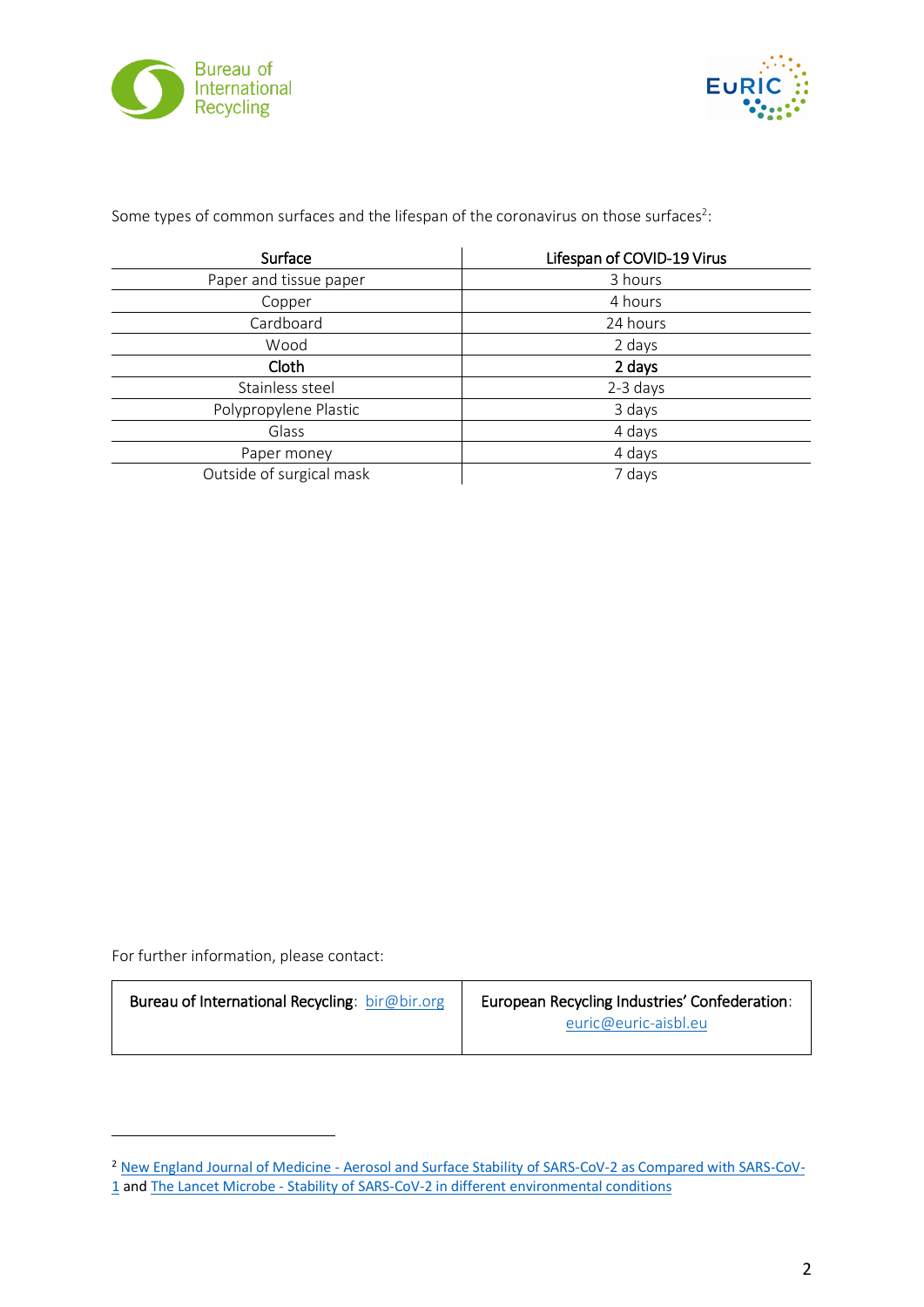Some types of common surfaces and the lifespan of the coronavirus on those surfaces[2]:

| Surface | Lifespan of COVID-19 Virus |
| --- | --- |
| Paper and tissue paper | 3 hours |
| Copper | 4 hours |
| Cardboard | 24 hours |
| Wood | 2 days |
| **Cloth** | **2 days** |
| Stainless steel | 2-3 days |
| Polypropylene Plastic | 3 days |
| Glass | 4 days |
| Paper money | 4 days |
| Outside of surgical mask | 7 days |

For further information, please contact:

| | |
| --- | --- |
| **Bureau of International Recycling**: bir@bir.org | **European Recycling Industries' Confederation**: euric@euric-aisbl.eu |

[2] New England Journal of Medicine - Aerosol and Surface Stability of SARS-CoV-2 as Compared with SARS-CoV-1 and The Lancet Microbe - Stability of SARS-CoV-2 in different environmental conditions